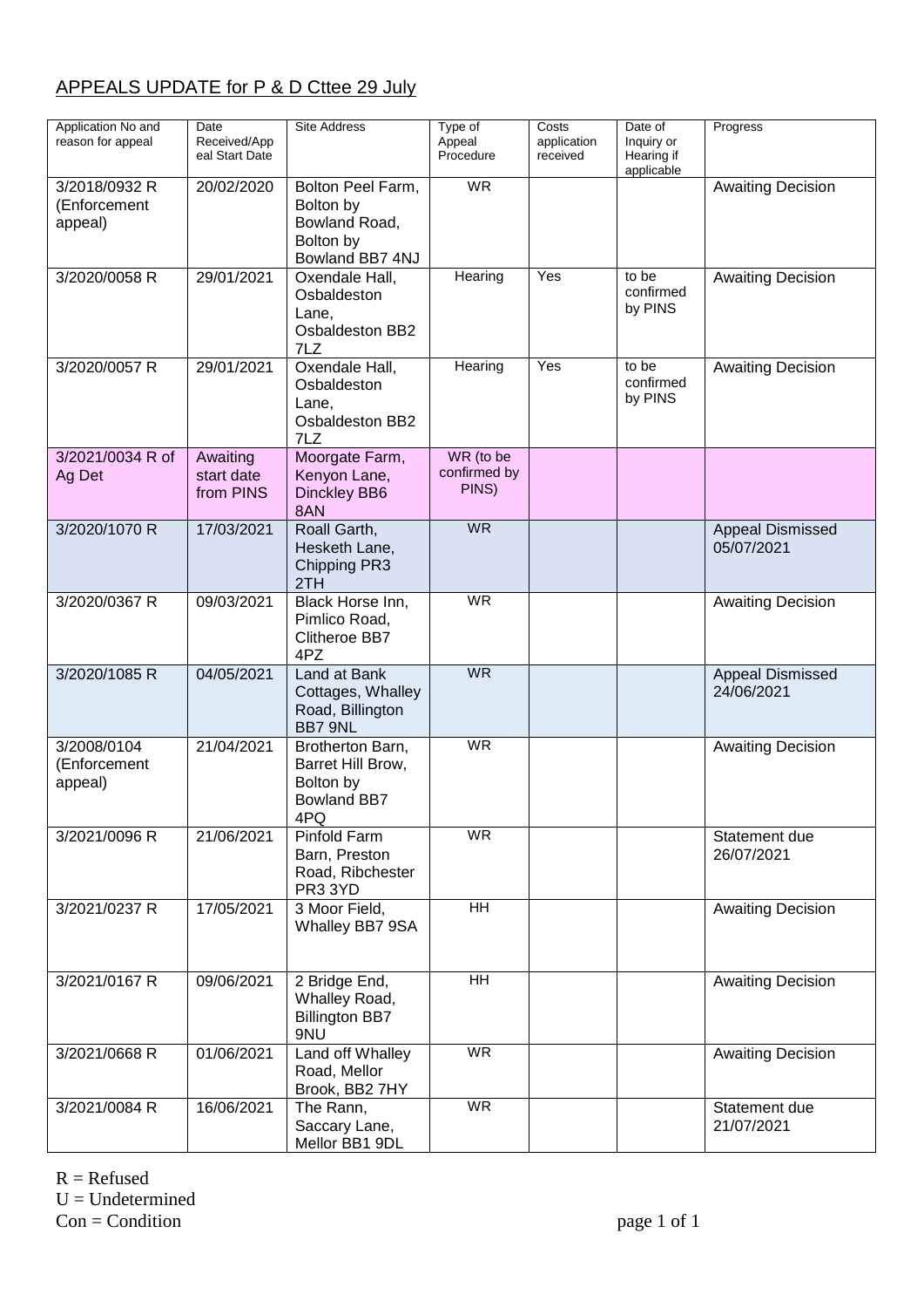APPEALS UPDATE for P & D Cttee 29 July

| Application No and reason for appeal | Date Received/Appeal Start Date | Site Address | Type of Appeal Procedure | Costs application received | Date of Inquiry or Hearing if applicable | Progress |
|---|---|---|---|---|---|---|
| 3/2018/0932 R (Enforcement appeal) | 20/02/2020 | Bolton Peel Farm, Bolton by Bowland Road, Bolton by Bowland BB7 4NJ | WR | | | Awaiting Decision |
| 3/2020/0058 R | 29/01/2021 | Oxendale Hall, Osbaldeston Lane, Osbaldeston BB2 7LZ | Hearing | Yes | to be confirmed by PINS | Awaiting Decision |
| 3/2020/0057 R | 29/01/2021 | Oxendale Hall, Osbaldeston Lane, Osbaldeston BB2 7LZ | Hearing | Yes | to be confirmed by PINS | Awaiting Decision |
| 3/2021/0034 R of Ag Det | Awaiting start date from PINS | Moorgate Farm, Kenyon Lane, Dinckley BB6 8AN | WR (to be confirmed by PINS) | | | |
| 3/2020/1070 R | 17/03/2021 | Roall Garth, Hesketh Lane, Chipping PR3 2TH | WR | | | Appeal Dismissed 05/07/2021 |
| 3/2020/0367 R | 09/03/2021 | Black Horse Inn, Pimlico Road, Clitheroe BB7 4PZ | WR | | | Awaiting Decision |
| 3/2020/1085 R | 04/05/2021 | Land at Bank Cottages, Whalley Road, Billington BB7 9NL | WR | | | Appeal Dismissed 24/06/2021 |
| 3/2008/0104 (Enforcement appeal) | 21/04/2021 | Brotherton Barn, Barret Hill Brow, Bolton by Bowland BB7 4PQ | WR | | | Awaiting Decision |
| 3/2021/0096 R | 21/06/2021 | Pinfold Farm Barn, Preston Road, Ribchester PR3 3YD | WR | | | Statement due 26/07/2021 |
| 3/2021/0237 R | 17/05/2021 | 3 Moor Field, Whalley BB7 9SA | HH | | | Awaiting Decision |
| 3/2021/0167 R | 09/06/2021 | 2 Bridge End, Whalley Road, Billington BB7 9NU | HH | | | Awaiting Decision |
| 3/2021/0668 R | 01/06/2021 | Land off Whalley Road, Mellor Brook, BB2 7HY | WR | | | Awaiting Decision |
| 3/2021/0084 R | 16/06/2021 | The Rann, Saccary Lane, Mellor BB1 9DL | WR | | | Statement due 21/07/2021 |

R = Refused
U = Undetermined
Con = Condition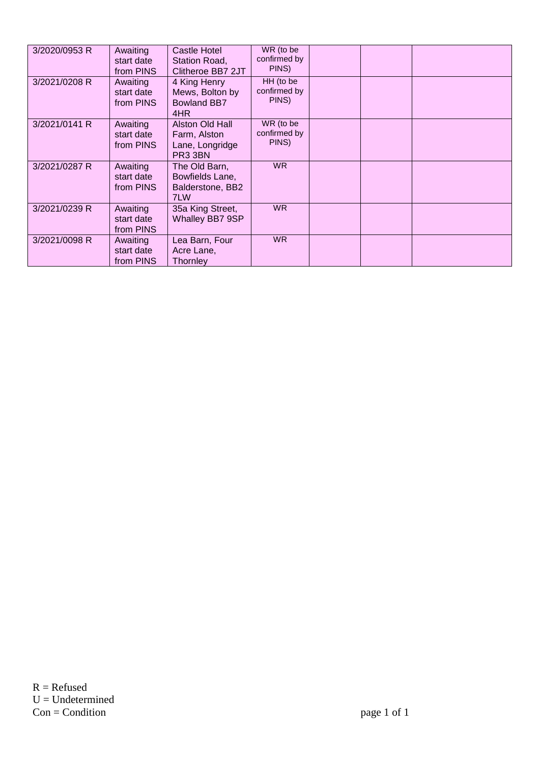| | | | | | | |
|---|---|---|---|---|---|---|
| 3/2020/0953 R | Awaiting start date from PINS | Castle Hotel Station Road, Clitheroe BB7 2JT | WR (to be confirmed by PINS) | | | |
| 3/2021/0208 R | Awaiting start date from PINS | 4 King Henry Mews, Bolton by Bowland BB7 4HR | HH (to be confirmed by PINS) | | | |
| 3/2021/0141 R | Awaiting start date from PINS | Alston Old Hall Farm, Alston Lane, Longridge PR3 3BN | WR (to be confirmed by PINS) | | | |
| 3/2021/0287 R | Awaiting start date from PINS | The Old Barn, Bowfields Lane, Balderstone, BB2 7LW | WR | | | |
| 3/2021/0239 R | Awaiting start date from PINS | 35a King Street, Whalley BB7 9SP | WR | | | |
| 3/2021/0098 R | Awaiting start date from PINS | Lea Barn, Four Acre Lane, Thornley | WR | | | |

R = Refused
U = Undetermined
Con = Condition